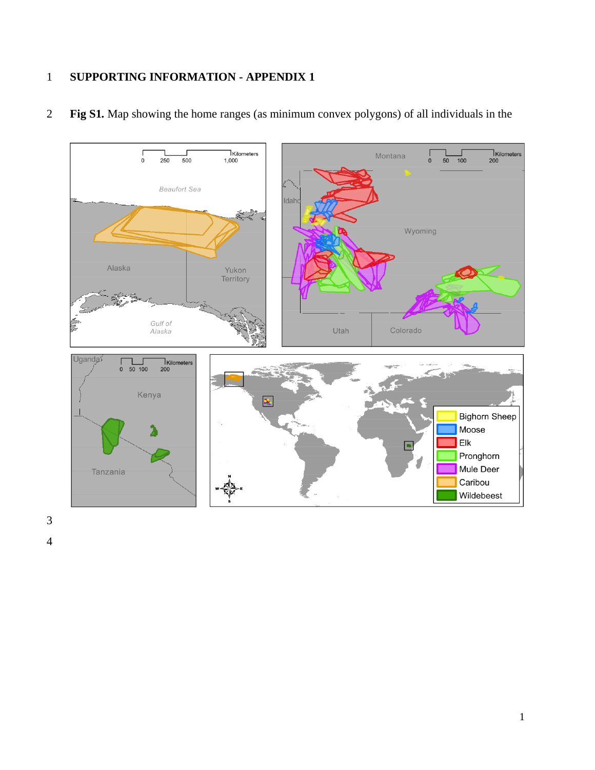# SUPPORTING INFORMATION - APPENDIX 1

**Fig S1.** Map showing the home ranges (as minimum convex polygons) of all individuals in the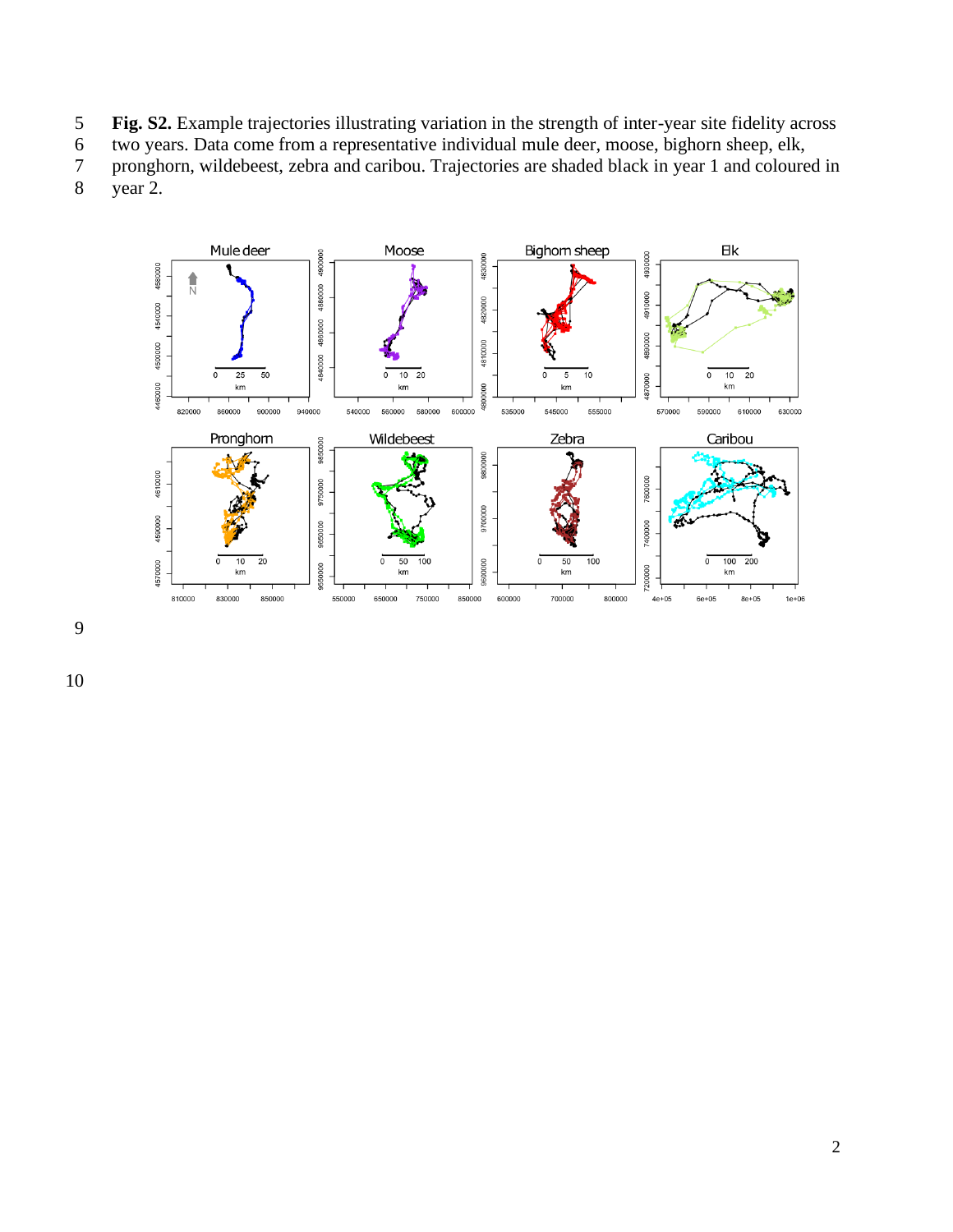**Fig. S2.** Example trajectories illustrating variation in the strength of inter-year site fidelity across two years. Data come from a representative individual mule deer, moose, bighorn sheep, elk, pronghorn, wildebeest, zebra and caribou. Trajectories are shaded black in year 1 and coloured in year 2.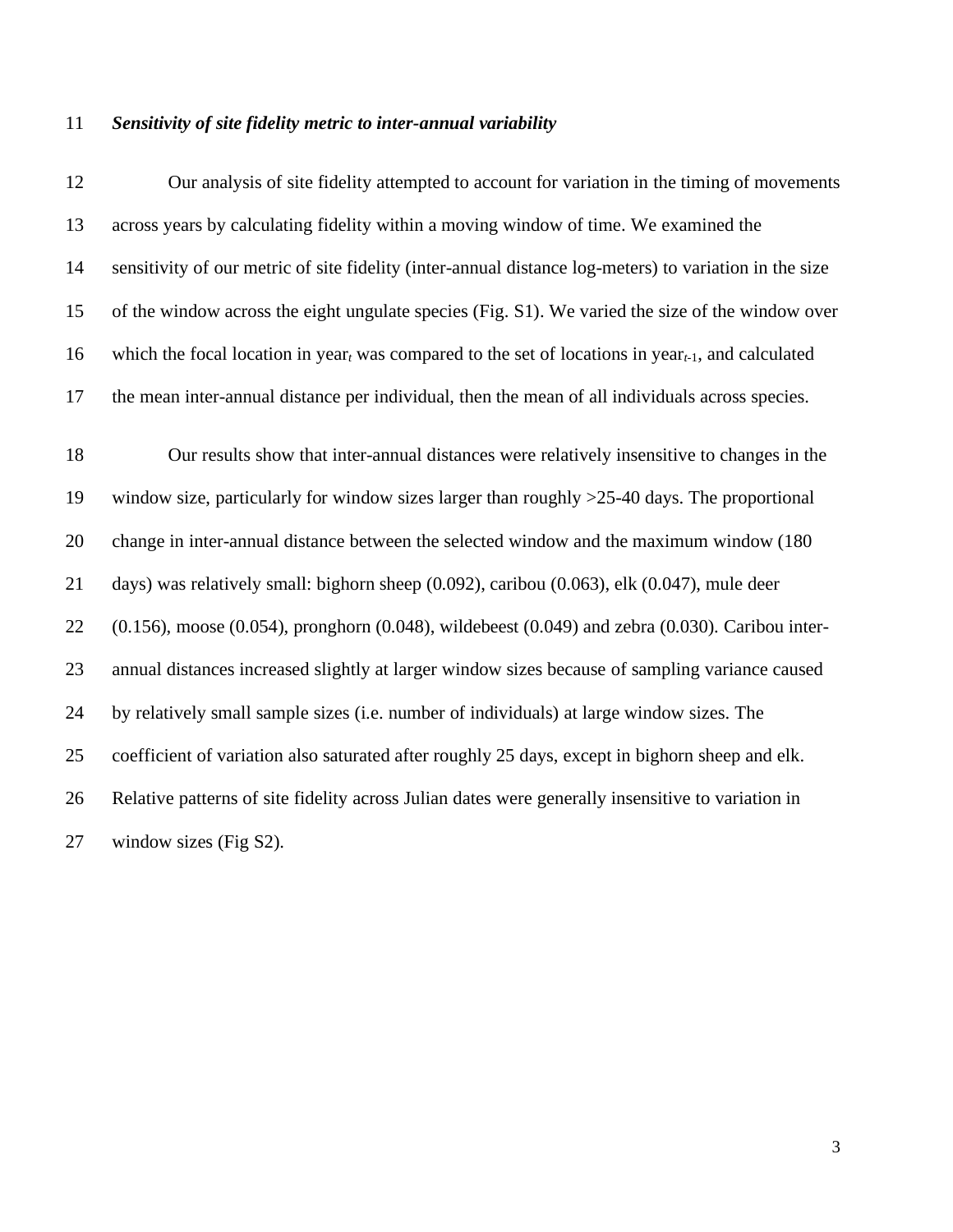***Sensitivity of site fidelity metric to inter-annual variability***

Our analysis of site fidelity attempted to account for variation in the timing of movements across years by calculating fidelity within a moving window of time. We examined the sensitivity of our metric of site fidelity (inter-annual distance log-meters) to variation in the size of the window across the eight ungulate species (Fig. S1). We varied the size of the window over which the focal location in $year_t$ was compared to the set of locations in $year_{t-1}$, and calculated the mean inter-annual distance per individual, then the mean of all individuals across species.

Our results show that inter-annual distances were relatively insensitive to changes in the window size, particularly for window sizes larger than roughly >25-40 days. The proportional change in inter-annual distance between the selected window and the maximum window (180 days) was relatively small: bighorn sheep (0.092), caribou (0.063), elk (0.047), mule deer (0.156), moose (0.054), pronghorn (0.048), wildebeest (0.049) and zebra (0.030). Caribou inter-annual distances increased slightly at larger window sizes because of sampling variance caused by relatively small sample sizes (i.e. number of individuals) at large window sizes. The coefficient of variation also saturated after roughly 25 days, except in bighorn sheep and elk. Relative patterns of site fidelity across Julian dates were generally insensitive to variation in window sizes (Fig S2).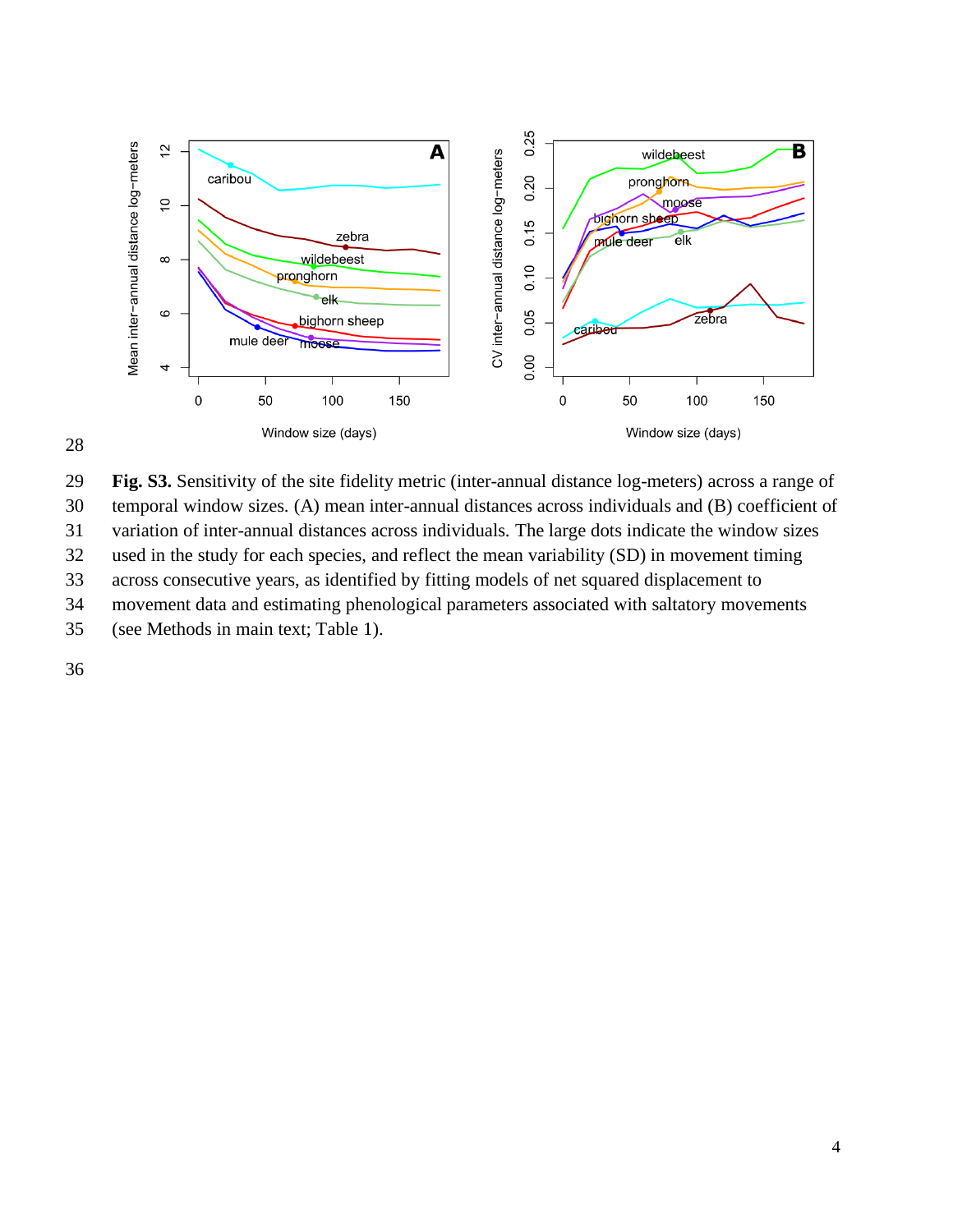Fig. S3. Sensitivity of the site fidelity metric (inter-annual distance log-meters) across a range of temporal window sizes. (A) mean inter-annual distances across individuals and (B) coefficient of variation of inter-annual distances across individuals. The large dots indicate the window sizes used in the study for each species, and reflect the mean variability (SD) in movement timing across consecutive years, as identified by fitting models of net squared displacement to movement data and estimating phenological parameters associated with saltatory movements (see Methods in main text; Table 1).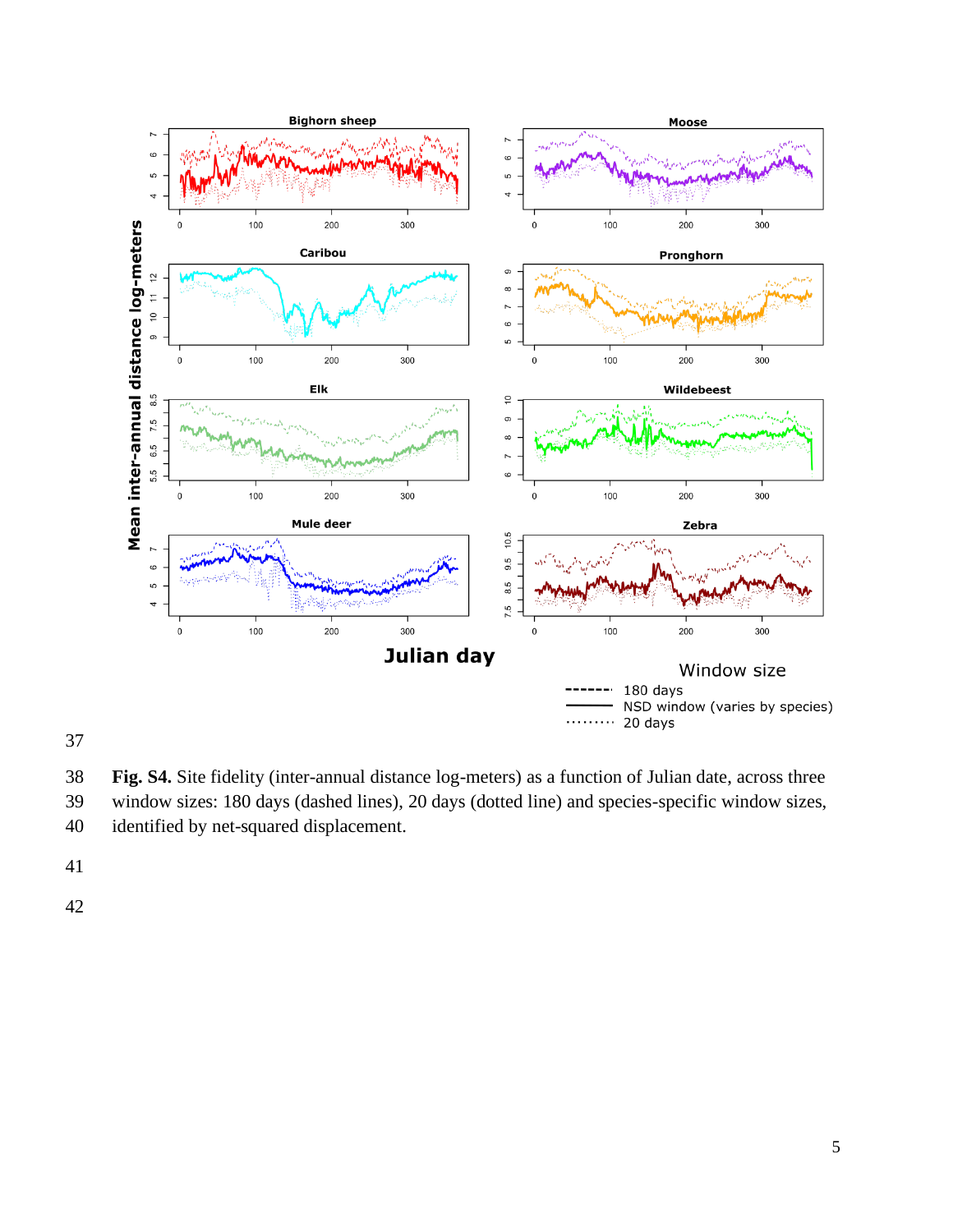**Fig. S4.** Site fidelity (inter-annual distance log-meters) as a function of Julian date, across three window sizes: 180 days (dashed lines), 20 days (dotted line) and species-specific window sizes, identified by net-squared displacement.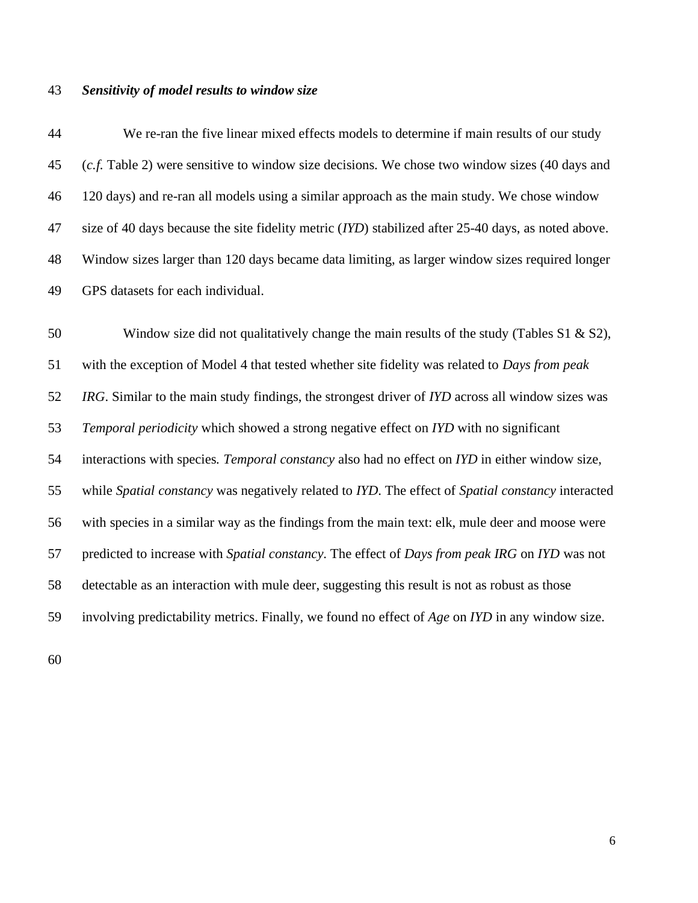### *Sensitivity of model results to window size*

We re-ran the five linear mixed effects models to determine if main results of our study (*c.f.* Table 2) were sensitive to window size decisions. We chose two window sizes (40 days and 120 days) and re-ran all models using a similar approach as the main study. We chose window size of 40 days because the site fidelity metric (*IYD*) stabilized after 25-40 days, as noted above. Window sizes larger than 120 days became data limiting, as larger window sizes required longer GPS datasets for each individual.

Window size did not qualitatively change the main results of the study (Tables S1 & S2), with the exception of Model 4 that tested whether site fidelity was related to *Days from peak IRG*. Similar to the main study findings, the strongest driver of *IYD* across all window sizes was *Temporal periodicity* which showed a strong negative effect on *IYD* with no significant interactions with species. *Temporal constancy* also had no effect on *IYD* in either window size, while *Spatial constancy* was negatively related to *IYD*. The effect of *Spatial constancy* interacted with species in a similar way as the findings from the main text: elk, mule deer and moose were predicted to increase with *Spatial constancy*. The effect of *Days from peak IRG* on *IYD* was not detectable as an interaction with mule deer, suggesting this result is not as robust as those involving predictability metrics. Finally, we found no effect of *Age* on *IYD* in any window size.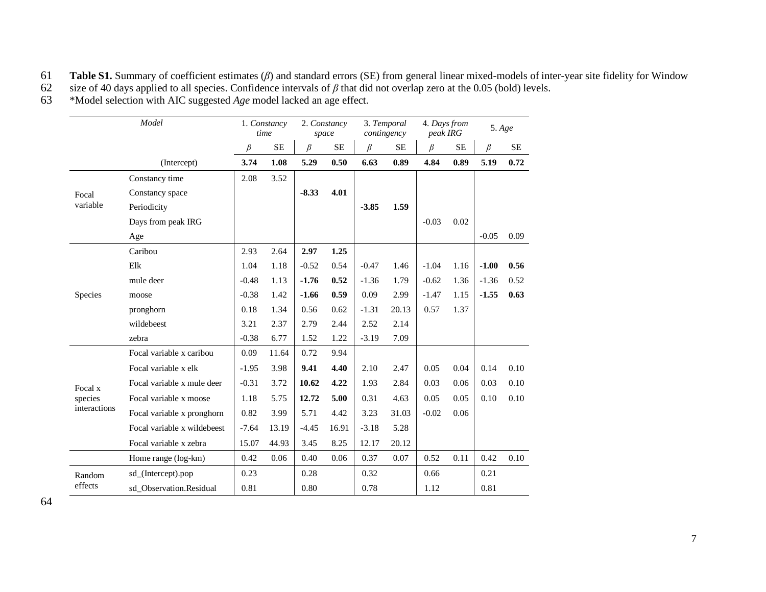**Table S1.** Summary of coefficient estimates ($\beta$) and standard errors (SE) from general linear mixed-models of inter-year site fidelity for Window size of 40 days applied to all species. Confidence intervals of $\beta$ that did not overlap zero at the 0.05 (bold) levels.

*Model selection with AIC suggested *Age* model lacked an age effect.

| | *Model* | 1. *Constancy time* | | 2. *Constancy space* | | 3. *Temporal contingency* | | 4. *Days from peak IRG* | | 5. *Age* | |
|---|---|---|---|---|---|---|---|---|---|---|---|
| | | $\beta$ | SE | $\beta$ | SE | $\beta$ | SE | $\beta$ | SE | $\beta$ | SE |
| | (Intercept) | **3.74** | **1.08** | **5.29** | **0.50** | **6.63** | **0.89** | **4.84** | **0.89** | **5.19** | **0.72** |
| Focal variable | Constancy time | 2.08 | 3.52 | | | | | | | | |
| | Constancy space | | | **-8.33** | **4.01** | | | | | | |
| | Periodicity | | | | | **-3.85** | **1.59** | | | | |
| | Days from peak IRG | | | | | | | -0.03 | 0.02 | | |
| | Age | | | | | | | | | -0.05 | 0.09 |
| Species | Caribou | 2.93 | 2.64 | **2.97** | **1.25** | | | | | | |
| | Elk | 1.04 | 1.18 | -0.52 | 0.54 | -0.47 | 1.46 | -1.04 | 1.16 | **-1.00** | **0.56** |
| | mule deer | -0.48 | 1.13 | **-1.76** | **0.52** | -1.36 | 1.79 | -0.62 | 1.36 | -1.36 | 0.52 |
| | moose | -0.38 | 1.42 | **-1.66** | **0.59** | 0.09 | 2.99 | -1.47 | 1.15 | **-1.55** | **0.63** |
| | pronghorn | 0.18 | 1.34 | 0.56 | 0.62 | -1.31 | 20.13 | 0.57 | 1.37 | | |
| | wildebeest | 3.21 | 2.37 | 2.79 | 2.44 | 2.52 | 2.14 | | | | |
| | zebra | -0.38 | 6.77 | 1.52 | 1.22 | -3.19 | 7.09 | | | | |
| Focal x species interactions | Focal variable x caribou | 0.09 | 11.64 | 0.72 | 9.94 | | | | | | |
| | Focal variable x elk | -1.95 | 3.98 | **9.41** | **4.40** | 2.10 | 2.47 | 0.05 | 0.04 | 0.14 | 0.10 |
| | Focal variable x mule deer | -0.31 | 3.72 | **10.62** | **4.22** | 1.93 | 2.84 | 0.03 | 0.06 | 0.03 | 0.10 |
| | Focal variable x moose | 1.18 | 5.75 | **12.72** | **5.00** | 0.31 | 4.63 | 0.05 | 0.05 | 0.10 | 0.10 |
| | Focal variable x pronghorn | 0.82 | 3.99 | 5.71 | 4.42 | 3.23 | 31.03 | -0.02 | 0.06 | | |
| | Focal variable x wildebeest | -7.64 | 13.19 | -4.45 | 16.91 | -3.18 | 5.28 | | | | |
| | Focal variable x zebra | 15.07 | 44.93 | 3.45 | 8.25 | 12.17 | 20.12 | | | | |
| | Home range (log-km) | 0.42 | 0.06 | 0.40 | 0.06 | 0.37 | 0.07 | 0.52 | 0.11 | 0.42 | 0.10 |
| Random effects | sd_(Intercept).pop | 0.23 | | 0.28 | | 0.32 | | 0.66 | | 0.21 | |
| | sd_Observation.Residual | 0.81 | | 0.80 | | 0.78 | | 1.12 | | 0.81 | |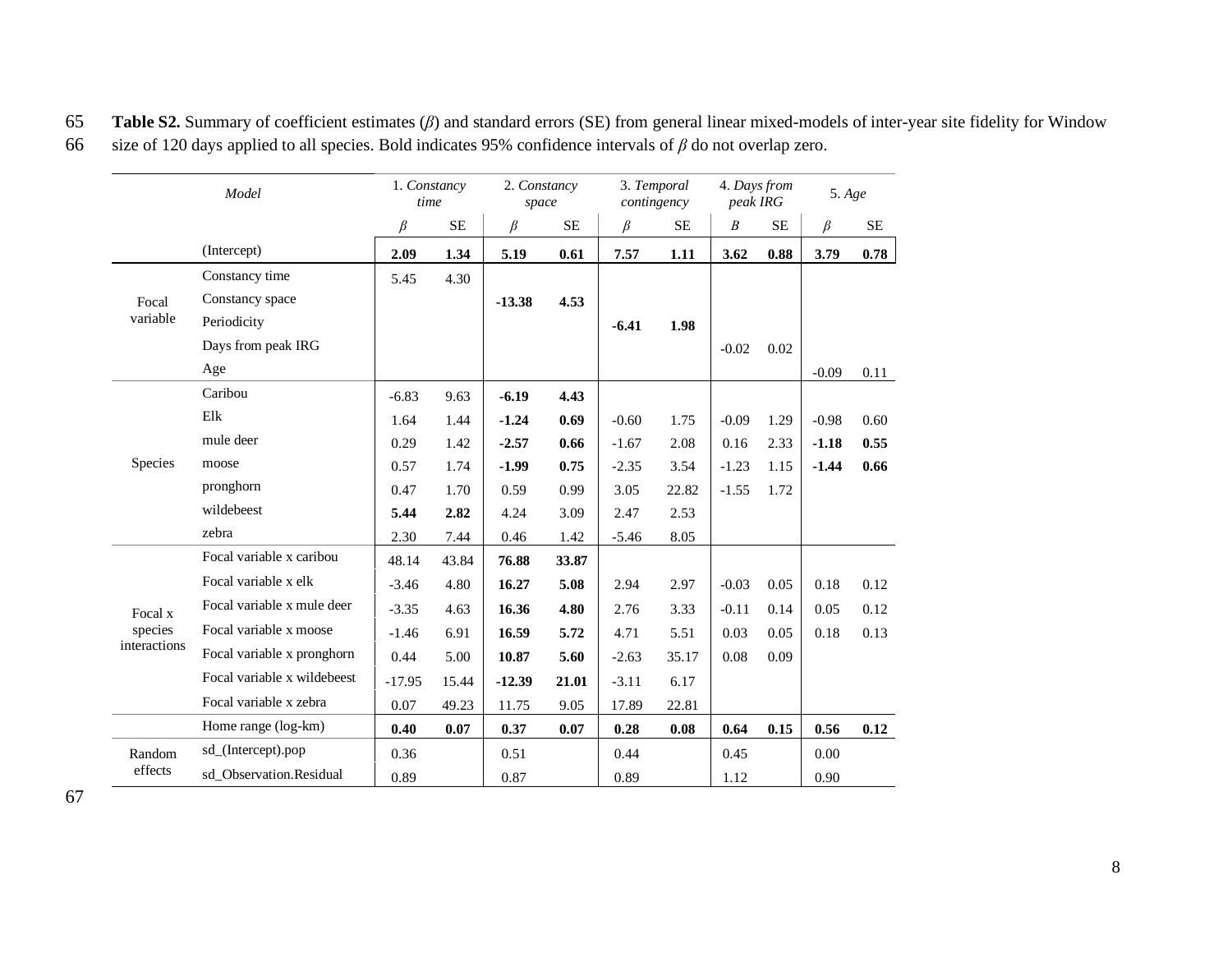**Table S2.** Summary of coefficient estimates (*β*) and standard errors (SE) from general linear mixed-models of inter-year site fidelity for Window size of 120 days applied to all species. Bold indicates 95% confidence intervals of *β* do not overlap zero.

| *Model* | | 1. *Constancy time* | | 2. *Constancy space* | | 3. *Temporal contingency* | | 4. *Days from peak IRG* | | 5. *Age* | |
|---|---|---|---|---|---|---|---|---|---|---|---|
| | | *β* | SE | *β* | SE | *β* | SE | *Β* | SE | *β* | SE |
| | (Intercept) | **2.09** | **1.34** | **5.19** | **0.61** | **7.57** | **1.11** | **3.62** | **0.88** | **3.79** | **0.78** |
| Focal variable | Constancy time | 5.45 | 4.30 | | | | | | | | |
| | Constancy space | | | **-13.38** | **4.53** | | | | | | |
| | Periodicity | | | | | **-6.41** | **1.98** | | | | |
| | Days from peak IRG | | | | | | | -0.02 | 0.02 | | |
| | Age | | | | | | | | | -0.09 | 0.11 |
| Species | Caribou | -6.83 | 9.63 | **-6.19** | **4.43** | | | | | | |
| | Elk | 1.64 | 1.44 | **-1.24** | **0.69** | -0.60 | 1.75 | -0.09 | 1.29 | -0.98 | 0.60 |
| | mule deer | 0.29 | 1.42 | **-2.57** | **0.66** | -1.67 | 2.08 | 0.16 | 2.33 | **-1.18** | **0.55** |
| | moose | 0.57 | 1.74 | **-1.99** | **0.75** | -2.35 | 3.54 | -1.23 | 1.15 | **-1.44** | **0.66** |
| | pronghorn | 0.47 | 1.70 | 0.59 | 0.99 | 3.05 | 22.82 | -1.55 | 1.72 | | |
| | wildebeest | **5.44** | **2.82** | 4.24 | 3.09 | 2.47 | 2.53 | | | | |
| | zebra | 2.30 | 7.44 | 0.46 | 1.42 | -5.46 | 8.05 | | | | |
| Focal x species interactions | Focal variable x caribou | 48.14 | 43.84 | **76.88** | **33.87** | | | | | | |
| | Focal variable x elk | -3.46 | 4.80 | **16.27** | **5.08** | 2.94 | 2.97 | -0.03 | 0.05 | 0.18 | 0.12 |
| | Focal variable x mule deer | -3.35 | 4.63 | **16.36** | **4.80** | 2.76 | 3.33 | -0.11 | 0.14 | 0.05 | 0.12 |
| | Focal variable x moose | -1.46 | 6.91 | **16.59** | **5.72** | 4.71 | 5.51 | 0.03 | 0.05 | 0.18 | 0.13 |
| | Focal variable x pronghorn | 0.44 | 5.00 | **10.87** | **5.60** | -2.63 | 35.17 | 0.08 | 0.09 | | |
| | Focal variable x wildebeest | -17.95 | 15.44 | **-12.39** | **21.01** | -3.11 | 6.17 | | | | |
| | Focal variable x zebra | 0.07 | 49.23 | 11.75 | 9.05 | 17.89 | 22.81 | | | | |
| | Home range (log-km) | **0.40** | **0.07** | **0.37** | **0.07** | **0.28** | **0.08** | **0.64** | **0.15** | **0.56** | **0.12** |
| Random effects | sd_(Intercept).pop | 0.36 | | 0.51 | | 0.44 | | 0.45 | | 0.00 | |
| | sd_Observation.Residual | 0.89 | | 0.87 | | 0.89 | | 1.12 | | 0.90 | |